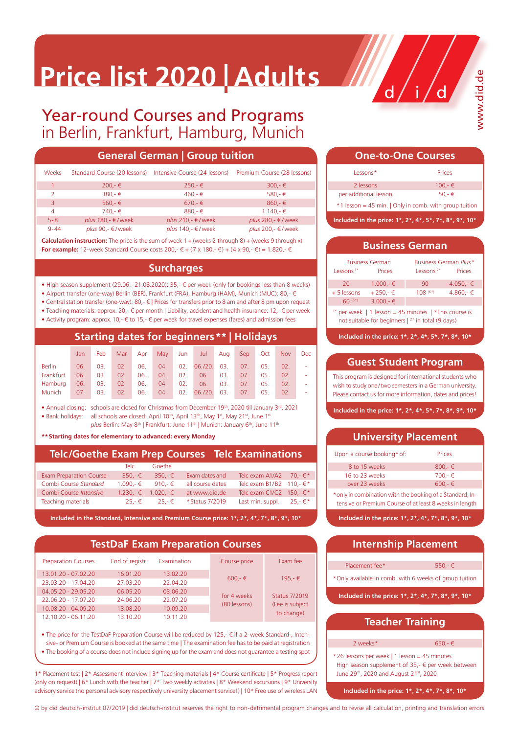# Price list 2020 | Adults

d / i / d

www.did.de

## Year-round Courses and Programs
in Berlin, Frankfurt, Hamburg, Munich

### General German | Group tuition

| Weeks | Standard Course (20 lessons) | Intensive Course (24 lessons) | Premium Course (28 lessons) |
|---|---|---|---|
| 1 | 200,- € | 250,- € | 300,- € |
| 2 | 380,- € | 460,- € | 580,- € |
| 3 | 560,- € | 670,- € | 860,- € |
| 4 | 740,- € | 880,- € | 1.140,- € |
| 5-8 | *plus* 180,- €/week | *plus* 210,- €/week | *plus* 280,- €/week |
| 9-44 | *plus* 90,- €/week | *plus* 140,- €/week | *plus* 200,- €/week |

**Calculation instruction:** The price is the sum of week 1 + (weeks 2 through 8) + (weeks 9 through x)
**For example:** 12-week Standard Course costs 200,- € + (7 x 180,- €) + (4 x 90,- €) = 1.820,- €

### Surcharges

- High season supplement (29.06.- 21.08.2020): 35,- € per week (only for bookings less than 8 weeks)
- Airport transfer (one-way) Berlin (BER), Frankfurt (FRA), Hamburg (HAM), Munich (MUC): 80,- €
- Central station transfer (one-way): 80,- € | Prices for transfers prior to 8 am and after 8 pm upon request
- Teaching materials: approx. 20,- € per month | Liability, accident and health insurance: 12,- € per week
- Activity program: approx. 10,- € to 15,- € per week for travel expenses (fares) and admission fees

### Starting dates for beginners** | Holidays

| | Jan | Feb | Mar | Apr | May | Jun | Jul | Aug | Sep | Oct | Nov | Dec |
|---|---|---|---|---|---|---|---|---|---|---|---|---|
| Berlin | 06. | 03. | 02. | 06. | 04. | 02. | 06./20. | 03. | 07. | 05. | 02. | - |
| Frankfurt | 06. | 03. | 02. | 06. | 04. | 02. | 06. | 03. | 07. | 05. | 02. | - |
| Hamburg | 06. | 03. | 02. | 06. | 04. | 02. | 06. | 03. | 07. | 05. | 02. | - |
| Munich | 07. | 03. | 02. | 06. | 04. | 02. | 06./20. | 03. | 07. | 05. | 02. | - |

- Annual closing: schools are closed for Christmas from December 19th, 2020 till January 3rd, 2021
- Bank holidays: all schools are closed: April 10th, April 13th, May 1st, May 21st, June 1st
  *plus* Berlin: May 8th | Frankfurt: June 11th | Munich: January 6th, June 11th

****Starting dates for elementary to advanced: every Monday**

### Telc/Goethe Exam Prep Courses | Telc Examinations

| | Telc | Goethe | | | |
|---|---|---|---|---|---|
| Exam Preparation Course | 350,- € | 350,- € | Exam dates and | Telc exam A1/A2 | 70,- €* |
| Combi Course *Standard* | 1.090,- € | 910,- € | all course dates | Telc exam B1/B2 | 110,- €* |
| Combi Course *Intensive* | 1.230,- € | 1.020,- € | at www.did.de | Telc exam C1/C2 | 150,- €* |
| Teaching materials | 25,- € | 25,- € | *Status 7/2019 | Last min. suppl. | 25,- €* |

**Included in the Standard, Intensive and Premium Course price: 1*, 2*, 4*, 7*, 8*, 9*, 10***

### TestDaF Exam Preparation Courses

| Preparation Courses | End of registr. | Examination | Course price | Exam fee |
|---|---|---|---|---|
| 13.01.20 - 07.02.20 | 16.01.20 | 13.02.20 | 600,- € | 195,- € |
| 23.03.20 - 17.04.20 | 27.03.20 | 22.04.20 | | |
| 04.05.20 - 29.05.20 | 06.05.20 | 03.06.20 | for 4 weeks (80 lessons) | Status 7/2019 (Fee is subject to change) |
| 22.06.20 - 17.07.20 | 24.06.20 | 22.07.20 | | |
| 10.08.20 - 04.09.20 | 13.08.20 | 10.09.20 | | |
| 12.10.20 - 06.11.20 | 13.10.20 | 10.11.20 | | |

- The price for the TestDaF Preparation Course will be reduced by 125,- € if a 2-week Standard-, Intensive- or Premium Course is booked at the same time | The examination fee has to be paid at registration
- The booking of a course does not include signing up for the exam and does not guarantee a testing spot

### One-to-One Courses

| Lessons* | Prices |
|---|---|
| 2 lessons | 100,- € |
| per additional lesson | 50,- € |

*1 lesson = 45 min. | Only in comb. with group tuition

**Included in the price: 1*, 2*, 4*, 5*, 7*, 8*, 9*, 10***

### Business German

| Business German | | Business German *Plus** | |
|---|---|---|---|
| Lessons [1*] | Prices | Lessons [2*] | Prices |
| 20 | 1.000,- € | 90 | 4.050,- € |
| + 5 lessons | + 250,- € | 108 [6*] | 4.860,- € |
| 60 [6*] | 3.000,- € | | |

[1*] per week | 1 lesson = 45 minutes | *This course is not suitable for beginners | [2*] in total (9 days)

**Included in the price: 1*, 2*, 4*, 5*, 7*, 8*, 10***

### Guest Student Program

This program is designed for international students who wish to study one/two semesters in a German university. Please contact us for more information, dates and prices!

**Included in the price: 1*, 2*, 4*, 5*, 7*, 8*, 9*, 10***

### University Placement

| Upon a course booking* of: | Prices |
|---|---|
| 8 to 15 weeks | 800,- € |
| 16 to 23 weeks | 700,- € |
| over 23 weeks | 600,- € |

*only in combination with the booking of a Standard, Intensive or Premium Course of at least 8 weeks in length

**Included in the price: 1*, 2*, 4*, 7*, 8*, 9*, 10***

### Internship Placement

| | |
|---|---|
| Placement fee* | 550,- € |

*Only available in comb. with 6 weeks of group tuition

**Included in the price: 1*, 2*, 4*, 7*, 8*, 9*, 10***

### Teacher Training

| | |
|---|---|
| 2 weeks* | 650,- € |

*26 lessons per week | 1 lesson = 45 minutes
High season supplement of 35,- € per week between June 29th, 2020 and August 21st, 2020

**Included in the price: 1*, 2*, 4*, 7*, 8*, 10***

1* Placement test | 2* Assessment interview | 3* Teaching materials | 4* Course certificate | 5* Progress report (only on request) | 6* Lunch with the teacher | 7* Two weekly activities | 8* Weekend excursions | 9* University advisory service (no personal advisory respectively university placement service!) | 10* Free use of wireless LAN

© by did deutsch-institut 07/2019 | did deutsch-institut reserves the right to non-detrimental program changes and to revise all calculation, printing and translation errors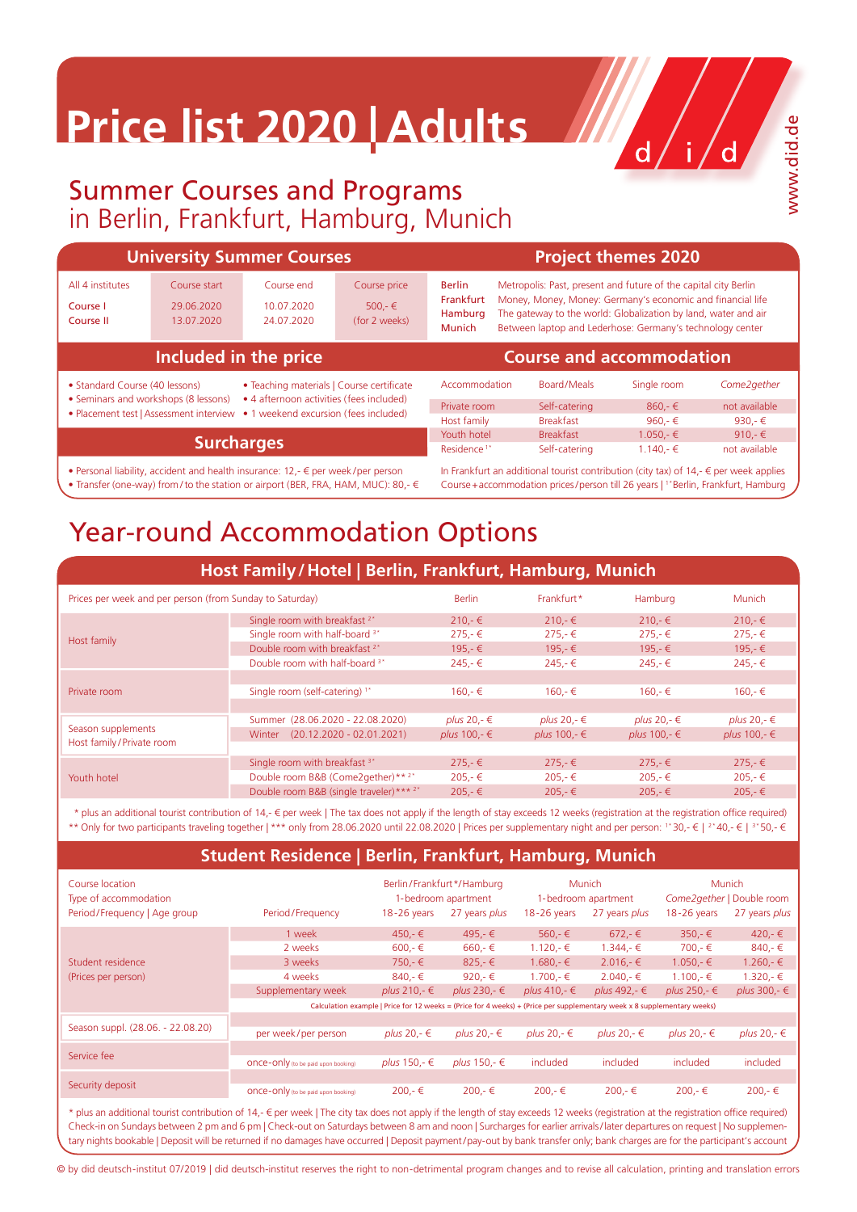# Price list 2020 | Adults

d / i / d

www.did.de

## Summer Courses and Programs
in Berlin, Frankfurt, Hamburg, Munich

### University Summer Courses

| All 4 institutes | Course start | Course end | Course price |
|---|---|---|---|
| Course I | 29.06.2020 | 10.07.2020 | 500,- € |
| Course II | 13.07.2020 | 24.07.2020 | (for 2 weeks) |

### Project themes 2020

| | |
|---|---|
| Berlin | Metropolis: Past, present and future of the capital city Berlin |
| Frankfurt | Money, Money, Money: Germany's economic and financial life |
| Hamburg | The gateway to the world: Globalization by land, water and air |
| Munich | Between laptop and Lederhose: Germany's technology center |

### Included in the price

- Standard Course (40 lessons)
- Seminars and workshops (8 lessons)
- Placement test | Assessment interview
- Teaching materials | Course certificate
- 4 afternoon activities (fees included)
- 1 weekend excursion (fees included)

### Course and accommodation

| Accommodation | Board/Meals | Single room | Come2gether |
|---|---|---|---|
| Private room | Self-catering | 860,- € | not available |
| Host family | Breakfast | 960,- € | 930,- € |
| Youth hotel | Breakfast | 1.050,- € | 910,- € |
| Residence [1*] | Self-catering | 1.140,- € | not available |

In Frankfurt an additional tourist contribution (city tax) of 14,- € per week applies
Course + accommodation prices/person till 26 years | [1*] Berlin, Frankfurt, Hamburg

### Surcharges

- Personal liability, accident and health insurance: 12,- € per week/per person
- Transfer (one-way) from/to the station or airport (BER, FRA, HAM, MUC): 80,- €

## Year-round Accommodation Options

### Host Family / Hotel | Berlin, Frankfurt, Hamburg, Munich

| Prices per week and per person (from Sunday to Saturday) | | Berlin | Frankfurt* | Hamburg | Munich |
|---|---|---|---|---|---|
| Host family | Single room with breakfast [2*] | 210,- € | 210,- € | 210,- € | 210,- € |
| | Single room with half-board [3*] | 275,- € | 275,- € | 275,- € | 275,- € |
| | Double room with breakfast [2*] | 195,- € | 195,- € | 195,- € | 195,- € |
| | Double room with half-board [3*] | 245,- € | 245,- € | 245,- € | 245,- € |
| Private room | Single room (self-catering) [1*] | 160,- € | 160,- € | 160,- € | 160,- € |
| Season supplements Host family/Private room | Summer (28.06.2020 - 22.08.2020) | *plus* 20,- € | *plus* 20,- € | *plus* 20,- € | *plus* 20,- € |
| | Winter (20.12.2020 - 02.01.2021) | *plus* 100,- € | *plus* 100,- € | *plus* 100,- € | *plus* 100,- € |
| Youth hotel | Single room with breakfast [3*] | 275,- € | 275,- € | 275,- € | 275,- € |
| | Double room B&B (Come2gether)** [2*] | 205,- € | 205,- € | 205,- € | 205,- € |
| | Double room B&B (single traveler)*** [2*] | 205,- € | 205,- € | 205,- € | 205,- € |

* plus an additional tourist contribution of 14,- € per week | The tax does not apply if the length of stay exceeds 12 weeks (registration at the registration office required)
** Only for two participants traveling together | *** only from 28.06.2020 until 22.08.2020 | Prices per supplementary night and per person: [1*] 30,- € | [2*] 40,- € | [3*] 50,- €

### Student Residence | Berlin, Frankfurt, Munich, Hamburg

| Course location / Type of accommodation / Period/Frequency \| Age group | Period/Frequency | Berlin/Frankfurt*/Hamburg 1-bedroom apartment 18-26 years | Berlin/Frankfurt*/Hamburg 1-bedroom apartment 27 years *plus* | Munich 1-bedroom apartment 18-26 years | Munich 1-bedroom apartment 27 years *plus* | Munich *Come2gether* \| Double room 18-26 years | Munich *Come2gether* \| Double room 27 years *plus* |
|---|---|---|---|---|---|---|---|
| Student residence (Prices per person) | 1 week | 450,- € | 495,- € | 560,- € | 672,- € | 350,- € | 420,- € |
| | 2 weeks | 600,- € | 660,- € | 1.120,- € | 1.344,- € | 700,- € | 840,- € |
| | 3 weeks | 750,- € | 825,- € | 1.680,- € | 2.016,- € | 1.050,- € | 1.260,- € |
| | 4 weeks | 840,- € | 920,- € | 1.700,- € | 2.040,- € | 1.100,- € | 1.320,- € |
| | Supplementary week | *plus* 210,- € | *plus* 230,- € | *plus* 410,- € | *plus* 492,- € | *plus* 250,- € | *plus* 300,- € |
| | Calculation example \| Price for 12 weeks = (Price for 4 weeks) + (Price per supplementary week x 8 supplementary weeks) | | | | | | |
| Season suppl. (28.06. - 22.08.20) | per week/per person | *plus* 20,- € | *plus* 20,- € | *plus* 20,- € | *plus* 20,- € | *plus* 20,- € | *plus* 20,- € |
| Service fee | once-only (to be paid upon booking) | *plus* 150,- € | *plus* 150,- € | included | included | included | included |
| Security deposit | once-only (to be paid upon booking) | 200,- € | 200,- € | 200,- € | 200,- € | 200,- € | 200,- € |

* plus an additional tourist contribution of 14,- € per week | The city tax does not apply if the length of stay exceeds 12 weeks (registration at the registration office required)
Check-in on Sundays between 2 pm and 6 pm | Check-out on Saturdays between 8 am and noon | Surcharges for earlier arrivals/later departures on request | No supplementary nights bookable | Deposit will be returned if no damages have occurred | Deposit payment/pay-out by bank transfer only; bank charges are for the participant's account

© by did deutsch-institut 07/2019 | did deutsch-institut reserves the right to non-detrimental program changes and to revise all calculation, printing and translation errors